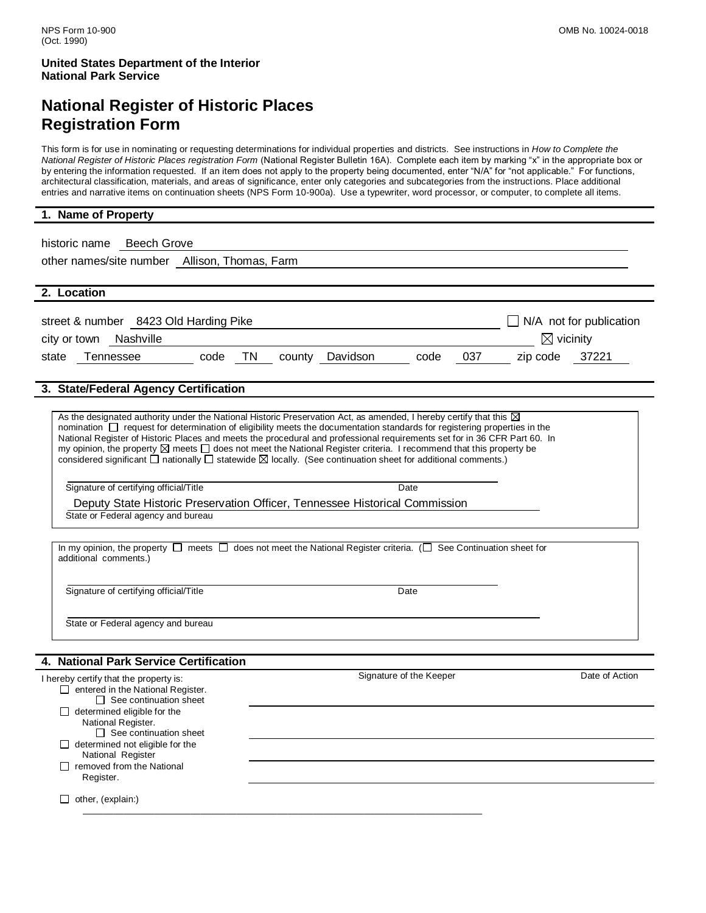NPS Form 10-900
(Oct. 1990)

OMB No. 10024-0018

**United States Department of the Interior**
**National Park Service**

# National Register of Historic Places Registration Form

This form is for use in nominating or requesting determinations for individual properties and districts. See instructions in *How to Complete the National Register of Historic Places registration Form* (National Register Bulletin 16A). Complete each item by marking "x" in the appropriate box or by entering the information requested. If an item does not apply to the property being documented, enter "N/A" for "not applicable." For functions, architectural classification, materials, and areas of significance, enter only categories and subcategories from the instructions. Place additional entries and narrative items on continuation sheets (NPS Form 10-900a). Use a typewriter, word processor, or computer, to complete all items.

## 1. Name of Property

historic name Beech Grove

other names/site number Allison, Thomas, Farm

## 2. Location

street & number 8423 Old Harding Pike ☐ N/A not for publication

city or town Nashville ☒ vicinity

state Tennessee code TN county Davidson code 037 zip code 37221

## 3. State/Federal Agency Certification

As the designated authority under the National Historic Preservation Act, as amended, I hereby certify that this ☒ nomination ☐ request for determination of eligibility meets the documentation standards for registering properties in the National Register of Historic Places and meets the procedural and professional requirements set for in 36 CFR Part 60. In my opinion, the property ☒ meets ☐ does not meet the National Register criteria. I recommend that this property be considered significant ☐ nationally ☐ statewide ☒ locally. (See continuation sheet for additional comments.)

Signature of certifying official/Title Date

Deputy State Historic Preservation Officer, Tennessee Historical Commission
State or Federal agency and bureau

In my opinion, the property ☐ meets ☐ does not meet the National Register criteria. (☐ See Continuation sheet for additional comments.)

Signature of certifying official/Title Date

State or Federal agency and bureau

## 4. National Park Service Certification

I hereby certify that the property is: Signature of the Keeper Date of Action

- ☐ entered in the National Register.
  - ☐ See continuation sheet
- ☐ determined eligible for the National Register.
  - ☐ See continuation sheet
- ☐ determined not eligible for the National Register
- ☐ removed from the National Register.
- ☐ other, (explain:)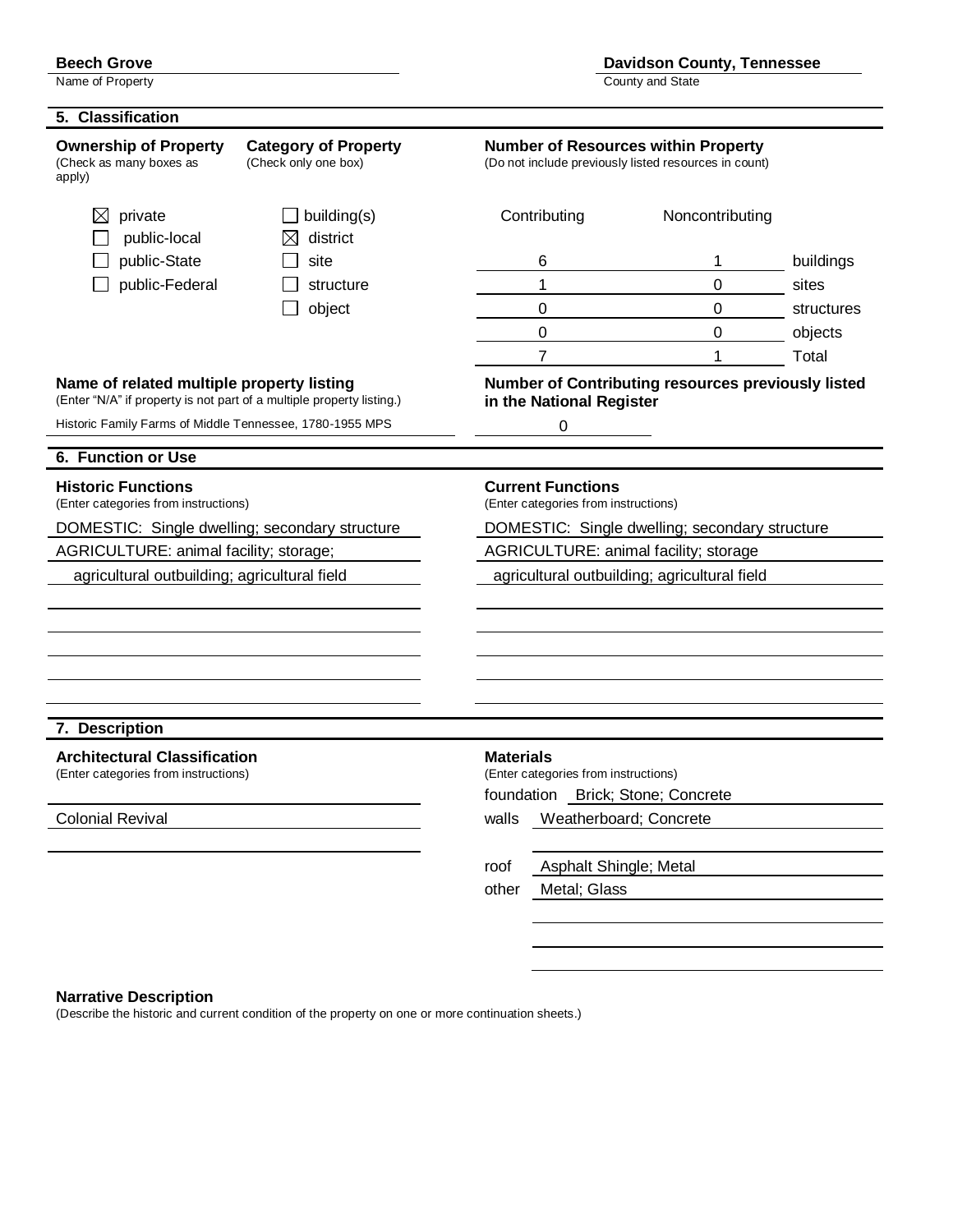**Beech Grove**
Name of Property

**Davidson County, Tennessee**
County and State

## 5. Classification

**Ownership of Property**
(Check as many boxes as apply)

- ☒ private
- ☐ public-local
- ☐ public-State
- ☐ public-Federal

**Category of Property**
(Check only one box)

- ☐ building(s)
- ☒ district
- ☐ site
- ☐ structure
- ☐ object

**Number of Resources within Property**
(Do not include previously listed resources in count)

| Contributing | Noncontributing | |
|---|---|---|
| 6 | 1 | buildings |
| 1 | 0 | sites |
| 0 | 0 | structures |
| 0 | 0 | objects |
| 7 | 1 | Total |

**Name of related multiple property listing**
(Enter "N/A" if property is not part of a multiple property listing.)

Historic Family Farms of Middle Tennessee, 1780-1955 MPS

**Number of Contributing resources previously listed in the National Register**

0

## 6. Function or Use

**Historic Functions**
(Enter categories from instructions)

DOMESTIC: Single dwelling; secondary structure
AGRICULTURE: animal facility; storage;
agricultural outbuilding; agricultural field

**Current Functions**
(Enter categories from instructions)

DOMESTIC: Single dwelling; secondary structure
AGRICULTURE: animal facility; storage
agricultural outbuilding; agricultural field

## 7. Description

**Architectural Classification**
(Enter categories from instructions)

Colonial Revival

**Materials**
(Enter categories from instructions)

foundation Brick; Stone; Concrete
walls Weatherboard; Concrete
roof Asphalt Shingle; Metal
other Metal; Glass

**Narrative Description**
(Describe the historic and current condition of the property on one or more continuation sheets.)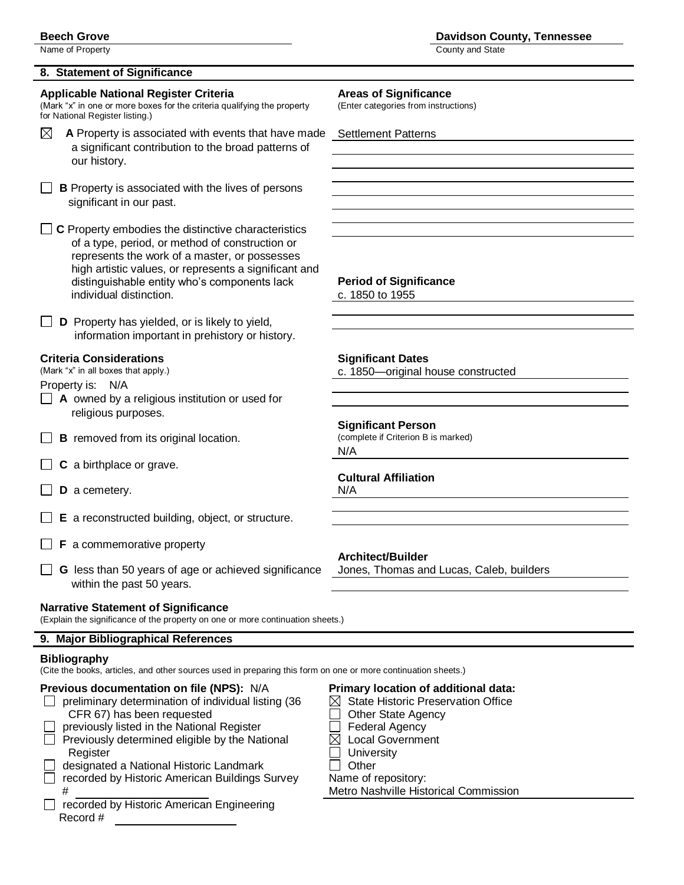**Beech Grove** — Name of Property

**Davidson County, Tennessee** — County and State

## 8. Statement of Significance

### Applicable National Register Criteria

(Mark "x" in one or more boxes for the criteria qualifying the property for National Register listing.)

- ☒ **A** Property is associated with events that have made a significant contribution to the broad patterns of our history.
- ☐ **B** Property is associated with the lives of persons significant in our past.
- ☐ **C** Property embodies the distinctive characteristics of a type, period, or method of construction or represents the work of a master, or possesses high artistic values, or represents a significant and distinguishable entity who's components lack individual distinction.
- ☐ **D** Property has yielded, or is likely to yield, information important in prehistory or history.

### Criteria Considerations

(Mark "x" in all boxes that apply.)

Property is: N/A

- ☐ **A** owned by a religious institution or used for religious purposes.
- ☐ **B** removed from its original location.
- ☐ **C** a birthplace or grave.
- ☐ **D** a cemetery.
- ☐ **E** a reconstructed building, object, or structure.
- ☐ **F** a commemorative property
- ☐ **G** less than 50 years of age or achieved significance within the past 50 years.

### Areas of Significance

(Enter categories from instructions)

Settlement Patterns

### Period of Significance

c. 1850 to 1955

### Significant Dates

c. 1850—original house constructed

### Significant Person

(complete if Criterion B is marked)

N/A

### Cultural Affiliation

N/A

### Architect/Builder

Jones, Thomas and Lucas, Caleb, builders

### Narrative Statement of Significance

(Explain the significance of the property on one or more continuation sheets.)

## 9. Major Bibliographical References

### Bibliography

(Cite the books, articles, and other sources used in preparing this form on one or more continuation sheets.)

### Previous documentation on file (NPS): N/A

- ☐ preliminary determination of individual listing (36 CFR 67) has been requested
- ☐ previously listed in the National Register
- ☐ Previously determined eligible by the National Register
- ☐ designated a National Historic Landmark
- ☐ recorded by Historic American Buildings Survey # ____________
- ☐ recorded by Historic American Engineering Record # ____________

### Primary location of additional data:

- ☒ State Historic Preservation Office
- ☐ Other State Agency
- ☐ Federal Agency
- ☒ Local Government
- ☐ University
- ☐ Other

Name of repository:
Metro Nashville Historical Commission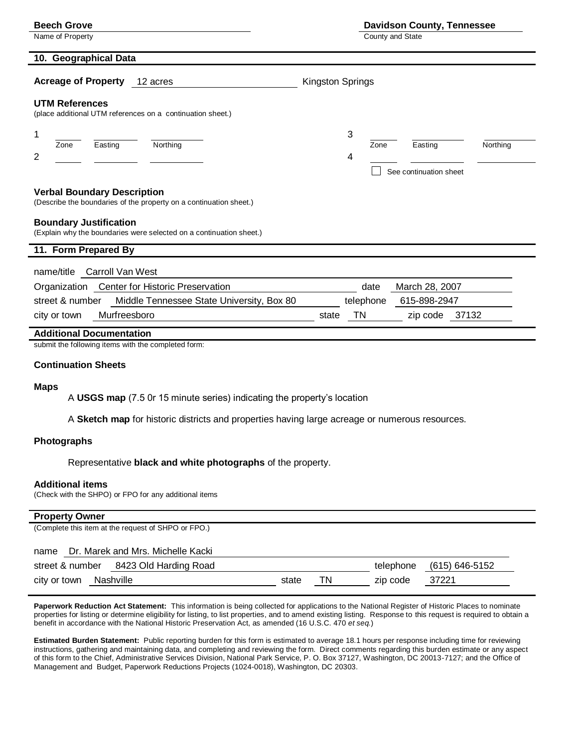**Beech Grove**
Name of Property

**Davidson County, Tennessee**
County and State

## 10. Geographical Data

**Acreage of Property** 12 acres — Kingston Springs

**UTM References**
(place additional UTM references on a continuation sheet.)

| | Zone | Easting | Northing | | Zone | Easting | Northing |
|---|---|---|---|---|---|---|---|
| 1 | | | | 3 | | | |
| 2 | | | | 4 | | | |

☐ See continuation sheet

**Verbal Boundary Description**
(Describe the boundaries of the property on a continuation sheet.)

**Boundary Justification**
(Explain why the boundaries were selected on a continuation sheet.)

## 11. Form Prepared By

name/title Carroll Van West

Organization Center for Historic Preservation — date March 28, 2007

street & number Middle Tennessee State University, Box 80 — telephone 615-898-2947

city or town Murfreesboro — state TN — zip code 37132

## Additional Documentation

submit the following items with the completed form:

**Continuation Sheets**

**Maps**

A **USGS map** (7.5 0r 15 minute series) indicating the property's location

A **Sketch map** for historic districts and properties having large acreage or numerous resources.

**Photographs**

Representative **black and white photographs** of the property.

**Additional items**
(Check with the SHPO) or FPO for any additional items

## Property Owner

(Complete this item at the request of SHPO or FPO.)

name Dr. Marek and Mrs. Michelle Kacki

street & number 8423 Old Harding Road — telephone (615) 646-5152

city or town Nashville — state TN — zip code 37221

**Paperwork Reduction Act Statement:** This information is being collected for applications to the National Register of Historic Places to nominate properties for listing or determine eligibility for listing, to list properties, and to amend existing listing. Response to this request is required to obtain a benefit in accordance with the National Historic Preservation Act, as amended (16 U.S.C. 470 *et seq.*)

**Estimated Burden Statement:** Public reporting burden for this form is estimated to average 18.1 hours per response including time for reviewing instructions, gathering and maintaining data, and completing and reviewing the form. Direct comments regarding this burden estimate or any aspect of this form to the Chief, Administrative Services Division, National Park Service, P. O. Box 37127, Washington, DC 20013-7127; and the Office of Management and Budget, Paperwork Reductions Projects (1024-0018), Washington, DC 20303.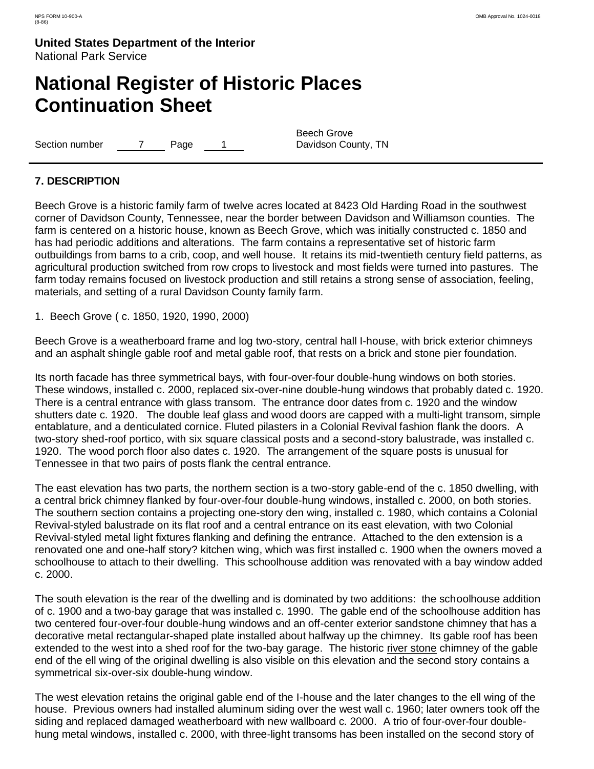# 7. DESCRIPTION

Beech Grove is a historic family farm of twelve acres located at 8423 Old Harding Road in the southwest corner of Davidson County, Tennessee, near the border between Davidson and Williamson counties. The farm is centered on a historic house, known as Beech Grove, which was initially constructed c. 1850 and has had periodic additions and alterations. The farm contains a representative set of historic farm outbuildings from barns to a crib, coop, and well house. It retains its mid-twentieth century field patterns, as agricultural production switched from row crops to livestock and most fields were turned into pastures. The farm today remains focused on livestock production and still retains a strong sense of association, feeling, materials, and setting of a rural Davidson County family farm.

1. Beech Grove ( c. 1850, 1920, 1990, 2000)

Beech Grove is a weatherboard frame and log two-story, central hall I-house, with brick exterior chimneys and an asphalt shingle gable roof and metal gable roof, that rests on a brick and stone pier foundation.

Its north facade has three symmetrical bays, with four-over-four double-hung windows on both stories. These windows, installed c. 2000, replaced six-over-nine double-hung windows that probably dated c. 1920. There is a central entrance with glass transom. The entrance door dates from c. 1920 and the window shutters date c. 1920. The double leaf glass and wood doors are capped with a multi-light transom, simple entablature, and a denticulated cornice. Fluted pilasters in a Colonial Revival fashion flank the doors. A two-story shed-roof portico, with six square classical posts and a second-story balustrade, was installed c. 1920. The wood porch floor also dates c. 1920. The arrangement of the square posts is unusual for Tennessee in that two pairs of posts flank the central entrance.

The east elevation has two parts, the northern section is a two-story gable-end of the c. 1850 dwelling, with a central brick chimney flanked by four-over-four double-hung windows, installed c. 2000, on both stories. The southern section contains a projecting one-story den wing, installed c. 1980, which contains a Colonial Revival-styled balustrade on its flat roof and a central entrance on its east elevation, with two Colonial Revival-styled metal light fixtures flanking and defining the entrance. Attached to the den extension is a renovated one and one-half story? kitchen wing, which was first installed c. 1900 when the owners moved a schoolhouse to attach to their dwelling. This schoolhouse addition was renovated with a bay window added c. 2000.

The south elevation is the rear of the dwelling and is dominated by two additions: the schoolhouse addition of c. 1900 and a two-bay garage that was installed c. 1990. The gable end of the schoolhouse addition has two centered four-over-four double-hung windows and an off-center exterior sandstone chimney that has a decorative metal rectangular-shaped plate installed about halfway up the chimney. Its gable roof has been extended to the west into a shed roof for the two-bay garage. The historic <u>river stone</u> chimney of the gable end of the ell wing of the original dwelling is also visible on this elevation and the second story contains a symmetrical six-over-six double-hung window.

The west elevation retains the original gable end of the I-house and the later changes to the ell wing of the house. Previous owners had installed aluminum siding over the west wall c. 1960; later owners took off the siding and replaced damaged weatherboard with new wallboard c. 2000. A trio of four-over-four double-hung metal windows, installed c. 2000, with three-light transoms has been installed on the second story of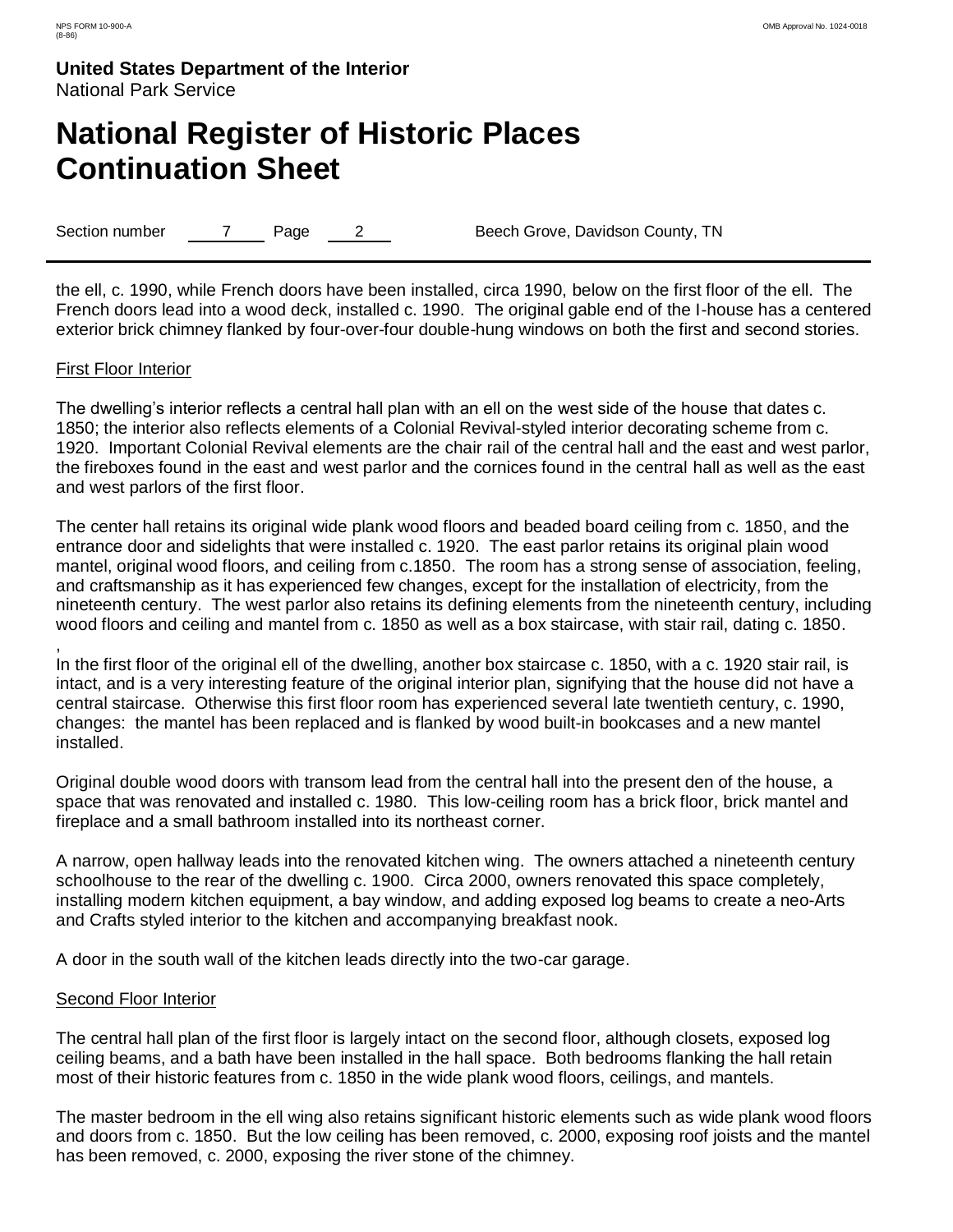the ell, c. 1990, while French doors have been installed, circa 1990, below on the first floor of the ell. The French doors lead into a wood deck, installed c. 1990. The original gable end of the I-house has a centered exterior brick chimney flanked by four-over-four double-hung windows on both the first and second stories.

First Floor Interior

The dwelling's interior reflects a central hall plan with an ell on the west side of the house that dates c. 1850; the interior also reflects elements of a Colonial Revival-styled interior decorating scheme from c. 1920. Important Colonial Revival elements are the chair rail of the central hall and the east and west parlor, the fireboxes found in the east and west parlor and the cornices found in the central hall as well as the east and west parlors of the first floor.

The center hall retains its original wide plank wood floors and beaded board ceiling from c. 1850, and the entrance door and sidelights that were installed c. 1920. The east parlor retains its original plain wood mantel, original wood floors, and ceiling from c.1850. The room has a strong sense of association, feeling, and craftsmanship as it has experienced few changes, except for the installation of electricity, from the nineteenth century. The west parlor also retains its defining elements from the nineteenth century, including wood floors and ceiling and mantel from c. 1850 as well as a box staircase, with stair rail, dating c. 1850.
,
In the first floor of the original ell of the dwelling, another box staircase c. 1850, with a c. 1920 stair rail, is intact, and is a very interesting feature of the original interior plan, signifying that the house did not have a central staircase. Otherwise this first floor room has experienced several late twentieth century, c. 1990, changes: the mantel has been replaced and is flanked by wood built-in bookcases and a new mantel installed.

Original double wood doors with transom lead from the central hall into the present den of the house, a space that was renovated and installed c. 1980. This low-ceiling room has a brick floor, brick mantel and fireplace and a small bathroom installed into its northeast corner.

A narrow, open hallway leads into the renovated kitchen wing. The owners attached a nineteenth century schoolhouse to the rear of the dwelling c. 1900. Circa 2000, owners renovated this space completely, installing modern kitchen equipment, a bay window, and adding exposed log beams to create a neo-Arts and Crafts styled interior to the kitchen and accompanying breakfast nook.

A door in the south wall of the kitchen leads directly into the two-car garage.

Second Floor Interior

The central hall plan of the first floor is largely intact on the second floor, although closets, exposed log ceiling beams, and a bath have been installed in the hall space. Both bedrooms flanking the hall retain most of their historic features from c. 1850 in the wide plank wood floors, ceilings, and mantels.

The master bedroom in the ell wing also retains significant historic elements such as wide plank wood floors and doors from c. 1850. But the low ceiling has been removed, c. 2000, exposing roof joists and the mantel has been removed, c. 2000, exposing the river stone of the chimney.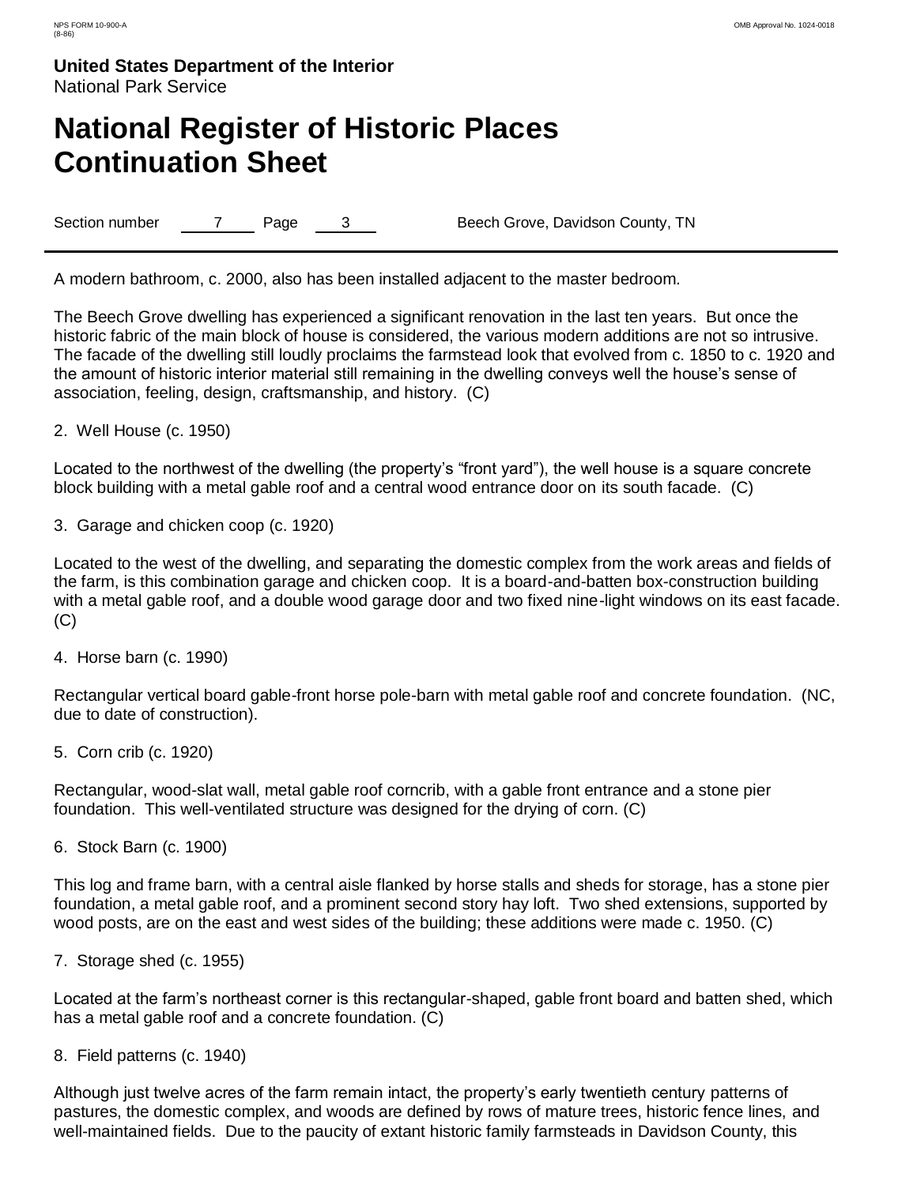A modern bathroom, c. 2000, also has been installed adjacent to the master bedroom.

The Beech Grove dwelling has experienced a significant renovation in the last ten years. But once the historic fabric of the main block of house is considered, the various modern additions are not so intrusive. The facade of the dwelling still loudly proclaims the farmstead look that evolved from c. 1850 to c. 1920 and the amount of historic interior material still remaining in the dwelling conveys well the house's sense of association, feeling, design, craftsmanship, and history. (C)

2. Well House (c. 1950)

Located to the northwest of the dwelling (the property's "front yard"), the well house is a square concrete block building with a metal gable roof and a central wood entrance door on its south facade. (C)

3. Garage and chicken coop (c. 1920)

Located to the west of the dwelling, and separating the domestic complex from the work areas and fields of the farm, is this combination garage and chicken coop. It is a board-and-batten box-construction building with a metal gable roof, and a double wood garage door and two fixed nine-light windows on its east facade. (C)

4. Horse barn (c. 1990)

Rectangular vertical board gable-front horse pole-barn with metal gable roof and concrete foundation. (NC, due to date of construction).

5. Corn crib (c. 1920)

Rectangular, wood-slat wall, metal gable roof corncrib, with a gable front entrance and a stone pier foundation. This well-ventilated structure was designed for the drying of corn. (C)

6. Stock Barn (c. 1900)

This log and frame barn, with a central aisle flanked by horse stalls and sheds for storage, has a stone pier foundation, a metal gable roof, and a prominent second story hay loft. Two shed extensions, supported by wood posts, are on the east and west sides of the building; these additions were made c. 1950. (C)

7. Storage shed (c. 1955)

Located at the farm's northeast corner is this rectangular-shaped, gable front board and batten shed, which has a metal gable roof and a concrete foundation. (C)

8. Field patterns (c. 1940)

Although just twelve acres of the farm remain intact, the property's early twentieth century patterns of pastures, the domestic complex, and woods are defined by rows of mature trees, historic fence lines, and well-maintained fields. Due to the paucity of extant historic family farmsteads in Davidson County, this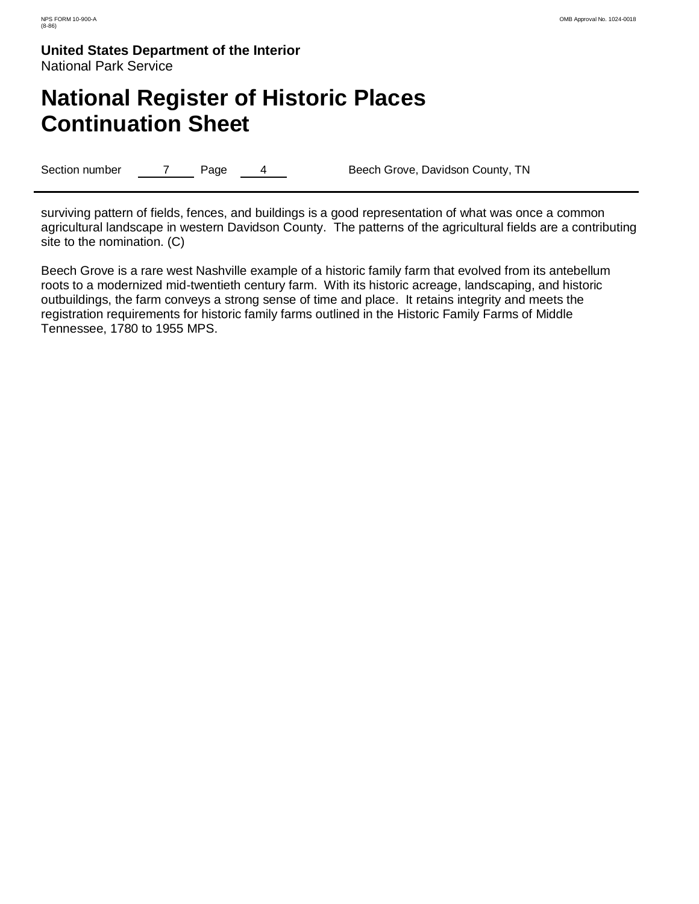surviving pattern of fields, fences, and buildings is a good representation of what was once a common agricultural landscape in western Davidson County. The patterns of the agricultural fields are a contributing site to the nomination. (C)

Beech Grove is a rare west Nashville example of a historic family farm that evolved from its antebellum roots to a modernized mid-twentieth century farm. With its historic acreage, landscaping, and historic outbuildings, the farm conveys a strong sense of time and place. It retains integrity and meets the registration requirements for historic family farms outlined in the Historic Family Farms of Middle Tennessee, 1780 to 1955 MPS.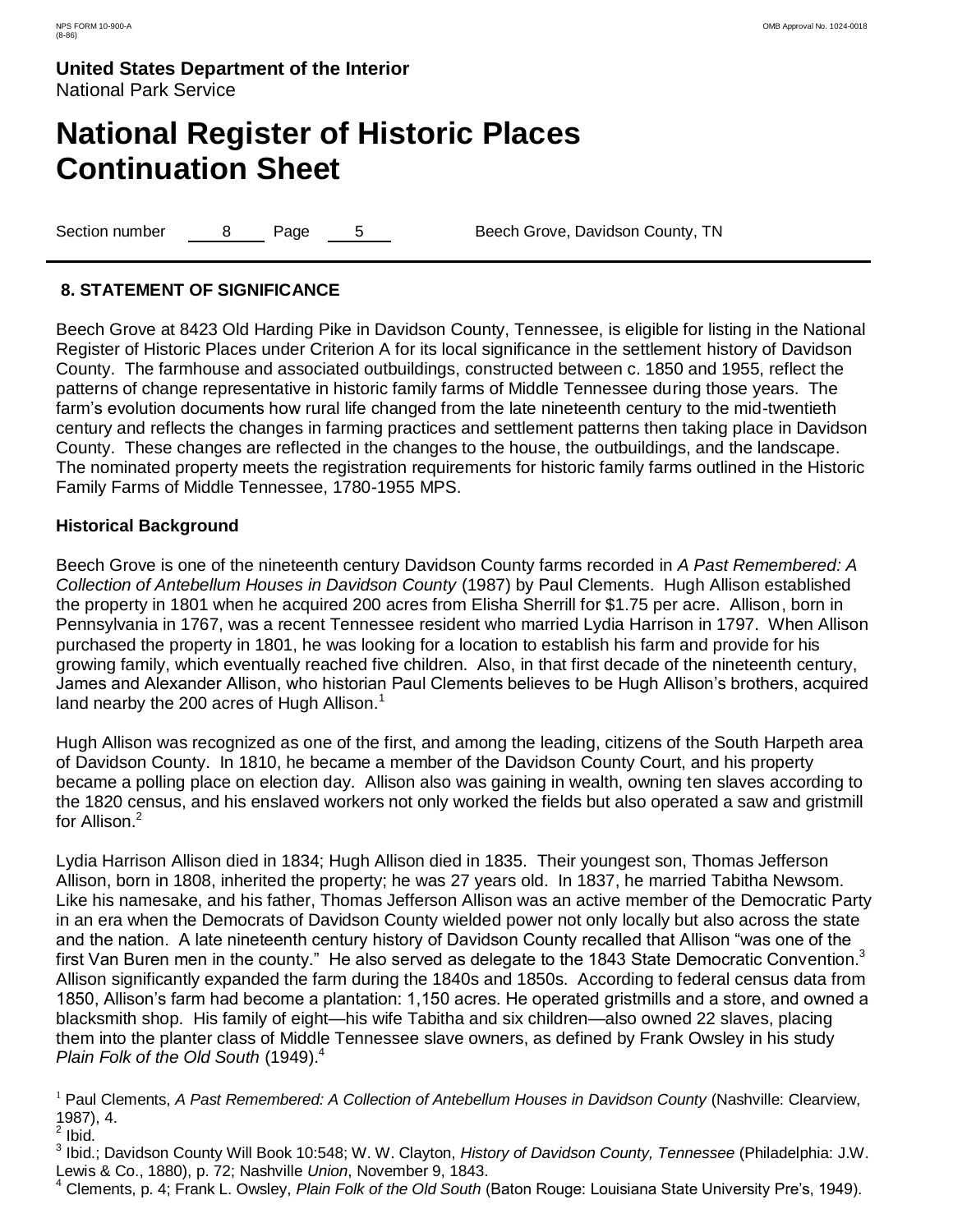**United States Department of the Interior**
National Park Service

# National Register of Historic Places Continuation Sheet

Section number 8 Page 5 Beech Grove, Davidson County, TN

## 8. STATEMENT OF SIGNIFICANCE

Beech Grove at 8423 Old Harding Pike in Davidson County, Tennessee, is eligible for listing in the National Register of Historic Places under Criterion A for its local significance in the settlement history of Davidson County. The farmhouse and associated outbuildings, constructed between c. 1850 and 1955, reflect the patterns of change representative in historic family farms of Middle Tennessee during those years. The farm's evolution documents how rural life changed from the late nineteenth century to the mid-twentieth century and reflects the changes in farming practices and settlement patterns then taking place in Davidson County. These changes are reflected in the changes to the house, the outbuildings, and the landscape. The nominated property meets the registration requirements for historic family farms outlined in the Historic Family Farms of Middle Tennessee, 1780-1955 MPS.

### Historical Background

Beech Grove is one of the nineteenth century Davidson County farms recorded in *A Past Remembered: A Collection of Antebellum Houses in Davidson County* (1987) by Paul Clements. Hugh Allison established the property in 1801 when he acquired 200 acres from Elisha Sherrill for $1.75 per acre. Allison, born in Pennsylvania in 1767, was a recent Tennessee resident who married Lydia Harrison in 1797. When Allison purchased the property in 1801, he was looking for a location to establish his farm and provide for his growing family, which eventually reached five children. Also, in that first decade of the nineteenth century, James and Alexander Allison, who historian Paul Clements believes to be Hugh Allison's brothers, acquired land nearby the 200 acres of Hugh Allison.[1]

Hugh Allison was recognized as one of the first, and among the leading, citizens of the South Harpeth area of Davidson County. In 1810, he became a member of the Davidson County Court, and his property became a polling place on election day. Allison also was gaining in wealth, owning ten slaves according to the 1820 census, and his enslaved workers not only worked the fields but also operated a saw and gristmill for Allison.[2]

Lydia Harrison Allison died in 1834; Hugh Allison died in 1835. Their youngest son, Thomas Jefferson Allison, born in 1808, inherited the property; he was 27 years old. In 1837, he married Tabitha Newsom. Like his namesake, and his father, Thomas Jefferson Allison was an active member of the Democratic Party in an era when the Democrats of Davidson County wielded power not only locally but also across the state and the nation. A late nineteenth century history of Davidson County recalled that Allison "was one of the first Van Buren men in the county." He also served as delegate to the 1843 State Democratic Convention.[3] Allison significantly expanded the farm during the 1840s and 1850s. According to federal census data from 1850, Allison's farm had become a plantation: 1,150 acres. He operated gristmills and a store, and owned a blacksmith shop. His family of eight—his wife Tabitha and six children—also owned 22 slaves, placing them into the planter class of Middle Tennessee slave owners, as defined by Frank Owsley in his study *Plain Folk of the Old South* (1949).[4]

[1] Paul Clements, *A Past Remembered: A Collection of Antebellum Houses in Davidson County* (Nashville: Clearview, 1987), 4.

[2] Ibid.

[3] Ibid.; Davidson County Will Book 10:548; W. W. Clayton, *History of Davidson County, Tennessee* (Philadelphia: J.W. Lewis & Co., 1880), p. 72; Nashville *Union*, November 9, 1843.

[4] Clements, p. 4; Frank L. Owsley, *Plain Folk of the Old South* (Baton Rouge: Louisiana State University Pre's, 1949).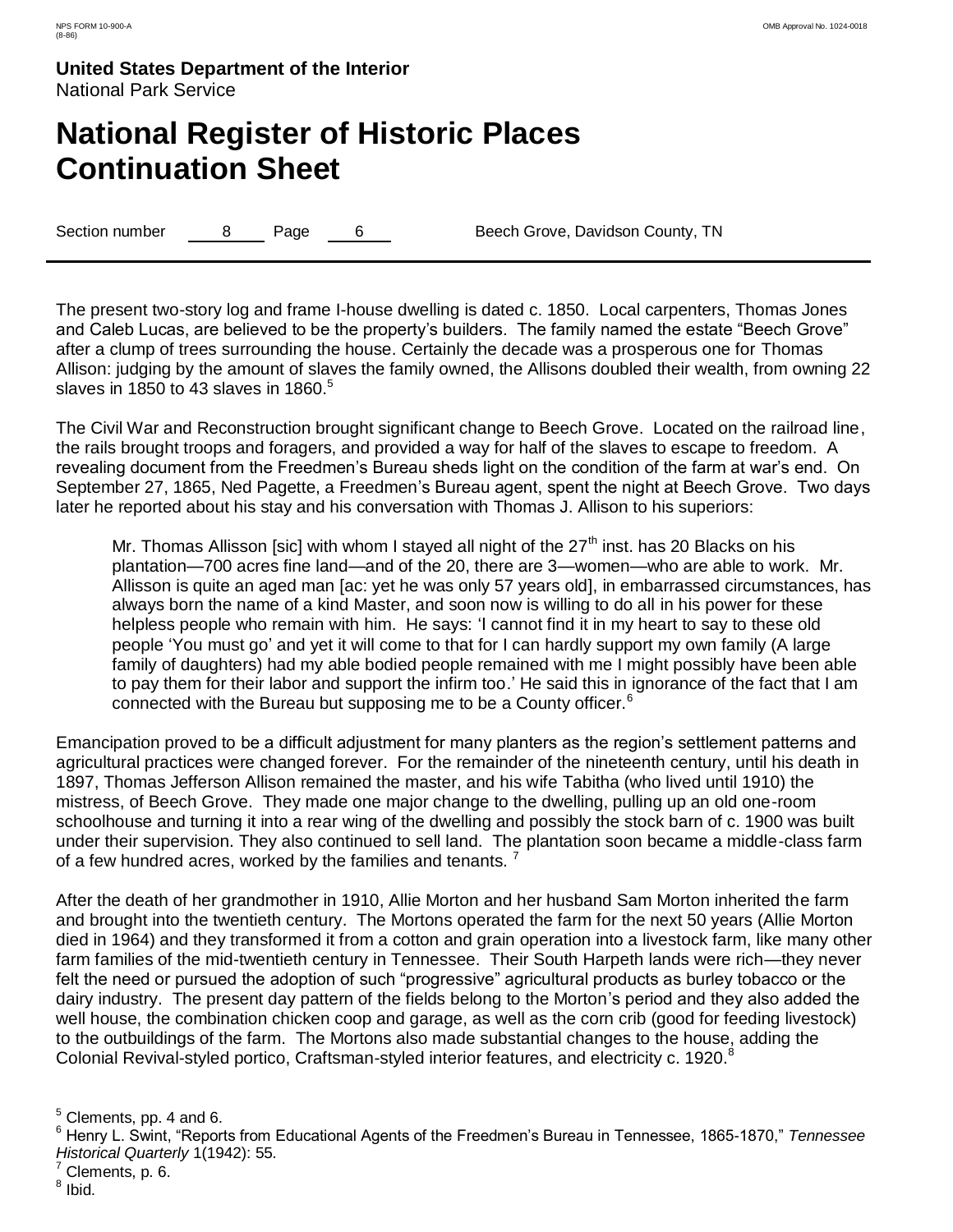The present two-story log and frame I-house dwelling is dated c. 1850. Local carpenters, Thomas Jones and Caleb Lucas, are believed to be the property's builders. The family named the estate "Beech Grove" after a clump of trees surrounding the house. Certainly the decade was a prosperous one for Thomas Allison: judging by the amount of slaves the family owned, the Allisons doubled their wealth, from owning 22 slaves in 1850 to 43 slaves in 1860.[5]

The Civil War and Reconstruction brought significant change to Beech Grove. Located on the railroad line, the rails brought troops and foragers, and provided a way for half of the slaves to escape to freedom. A revealing document from the Freedmen's Bureau sheds light on the condition of the farm at war's end. On September 27, 1865, Ned Pagette, a Freedmen's Bureau agent, spent the night at Beech Grove. Two days later he reported about his stay and his conversation with Thomas J. Allison to his superiors:

> Mr. Thomas Allisson [sic] with whom I stayed all night of the 27th inst. has 20 Blacks on his plantation—700 acres fine land—and of the 20, there are 3—women—who are able to work. Mr. Allisson is quite an aged man [ac: yet he was only 57 years old], in embarrassed circumstances, has always born the name of a kind Master, and soon now is willing to do all in his power for these helpless people who remain with him. He says: 'I cannot find it in my heart to say to these old people 'You must go' and yet it will come to that for I can hardly support my own family (A large family of daughters) had my able bodied people remained with me I might possibly have been able to pay them for their labor and support the infirm too.' He said this in ignorance of the fact that I am connected with the Bureau but supposing me to be a County officer.[6]

Emancipation proved to be a difficult adjustment for many planters as the region's settlement patterns and agricultural practices were changed forever. For the remainder of the nineteenth century, until his death in 1897, Thomas Jefferson Allison remained the master, and his wife Tabitha (who lived until 1910) the mistress, of Beech Grove. They made one major change to the dwelling, pulling up an old one-room schoolhouse and turning it into a rear wing of the dwelling and possibly the stock barn of c. 1900 was built under their supervision. They also continued to sell land. The plantation soon became a middle-class farm of a few hundred acres, worked by the families and tenants.[7]

After the death of her grandmother in 1910, Allie Morton and her husband Sam Morton inherited the farm and brought into the twentieth century. The Mortons operated the farm for the next 50 years (Allie Morton died in 1964) and they transformed it from a cotton and grain operation into a livestock farm, like many other farm families of the mid-twentieth century in Tennessee. Their South Harpeth lands were rich—they never felt the need or pursued the adoption of such "progressive" agricultural products as burley tobacco or the dairy industry. The present day pattern of the fields belong to the Morton's period and they also added the well house, the combination chicken coop and garage, as well as the corn crib (good for feeding livestock) to the outbuildings of the farm. The Mortons also made substantial changes to the house, adding the Colonial Revival-styled portico, Craftsman-styled interior features, and electricity c. 1920.[8]

---

[5] Clements, pp. 4 and 6.

[6] Henry L. Swint, "Reports from Educational Agents of the Freedmen's Bureau in Tennessee, 1865-1870," *Tennessee Historical Quarterly* 1(1942): 55.

[7] Clements, p. 6.

[8] Ibid.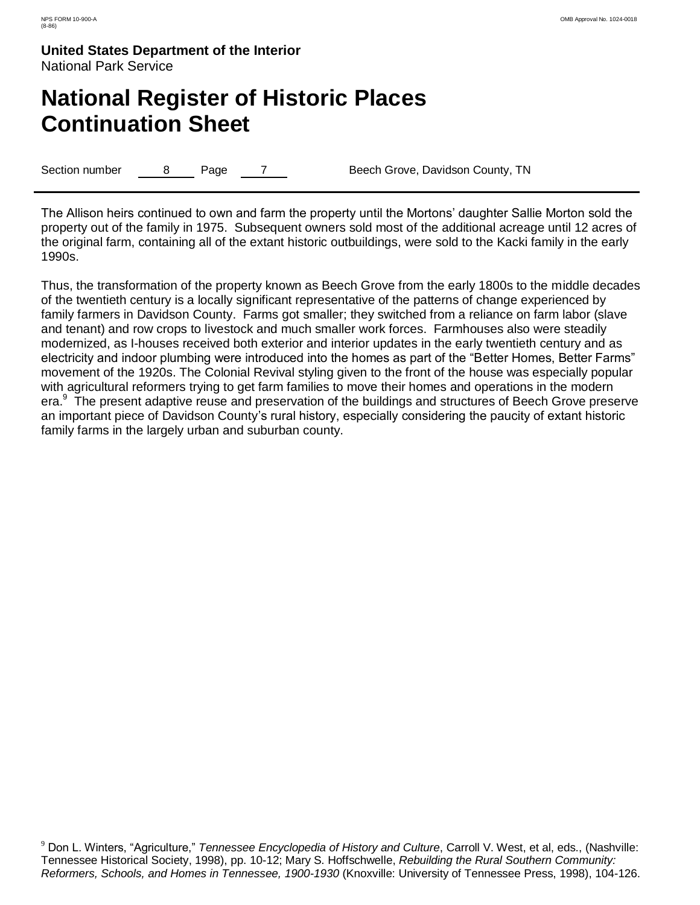The Allison heirs continued to own and farm the property until the Mortons' daughter Sallie Morton sold the property out of the family in 1975. Subsequent owners sold most of the additional acreage until 12 acres of the original farm, containing all of the extant historic outbuildings, were sold to the Kacki family in the early 1990s.

Thus, the transformation of the property known as Beech Grove from the early 1800s to the middle decades of the twentieth century is a locally significant representative of the patterns of change experienced by family farmers in Davidson County. Farms got smaller; they switched from a reliance on farm labor (slave and tenant) and row crops to livestock and much smaller work forces. Farmhouses also were steadily modernized, as I-houses received both exterior and interior updates in the early twentieth century and as electricity and indoor plumbing were introduced into the homes as part of the "Better Homes, Better Farms" movement of the 1920s. The Colonial Revival styling given to the front of the house was especially popular with agricultural reformers trying to get farm families to move their homes and operations in the modern era.[9] The present adaptive reuse and preservation of the buildings and structures of Beech Grove preserve an important piece of Davidson County's rural history, especially considering the paucity of extant historic family farms in the largely urban and suburban county.

[9] Don L. Winters, "Agriculture," *Tennessee Encyclopedia of History and Culture*, Carroll V. West, et al, eds., (Nashville: Tennessee Historical Society, 1998), pp. 10-12; Mary S. Hoffschwelle, *Rebuilding the Rural Southern Community: Reformers, Schools, and Homes in Tennessee, 1900-1930* (Knoxville: University of Tennessee Press, 1998), 104-126.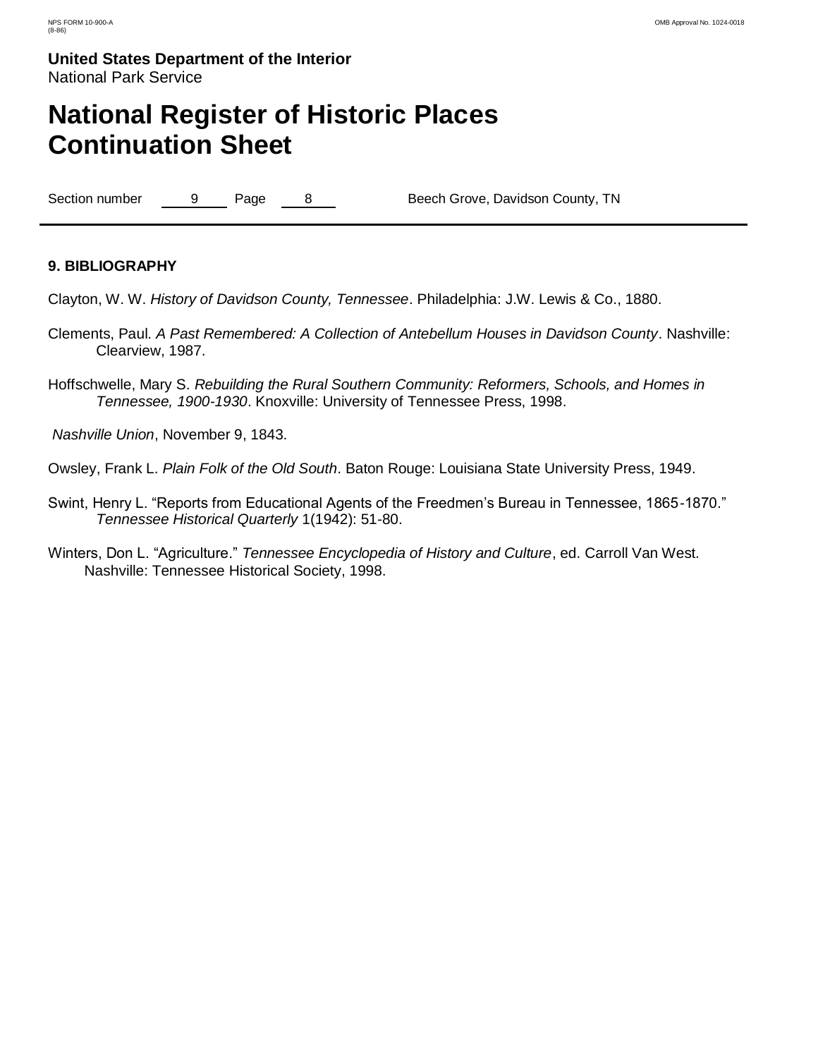**United States Department of the Interior**
National Park Service

# National Register of Historic Places Continuation Sheet

Section number 9 Page 8 Beech Grove, Davidson County, TN

## 9. BIBLIOGRAPHY

Clayton, W. W. *History of Davidson County, Tennessee*. Philadelphia: J.W. Lewis & Co., 1880.

Clements, Paul. *A Past Remembered: A Collection of Antebellum Houses in Davidson County*. Nashville: Clearview, 1987.

Hoffschwelle, Mary S. *Rebuilding the Rural Southern Community: Reformers, Schools, and Homes in Tennessee, 1900-1930*. Knoxville: University of Tennessee Press, 1998.

*Nashville Union*, November 9, 1843.

Owsley, Frank L. *Plain Folk of the Old South*. Baton Rouge: Louisiana State University Press, 1949.

Swint, Henry L. "Reports from Educational Agents of the Freedmen's Bureau in Tennessee, 1865-1870." *Tennessee Historical Quarterly* 1(1942): 51-80.

Winters, Don L. "Agriculture." *Tennessee Encyclopedia of History and Culture*, ed. Carroll Van West. Nashville: Tennessee Historical Society, 1998.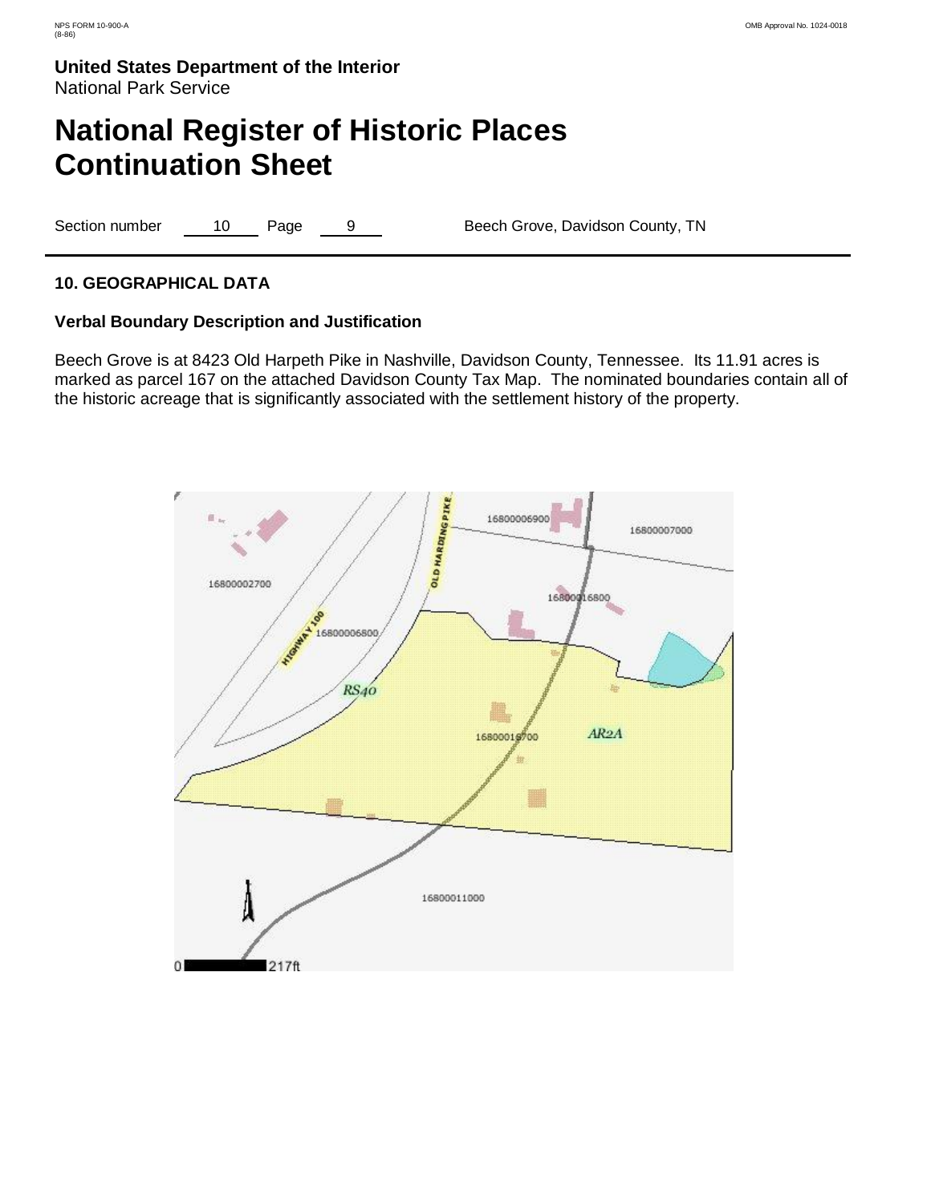**United States Department of the Interior**
National Park Service

# National Register of Historic Places Continuation Sheet

Section number 10 Page 9 Beech Grove, Davidson County, TN

### 10. GEOGRAPHICAL DATA

**Verbal Boundary Description and Justification**

Beech Grove is at 8423 Old Harpeth Pike in Nashville, Davidson County, Tennessee. Its 11.91 acres is marked as parcel 167 on the attached Davidson County Tax Map. The nominated boundaries contain all of the historic acreage that is significantly associated with the settlement history of the property.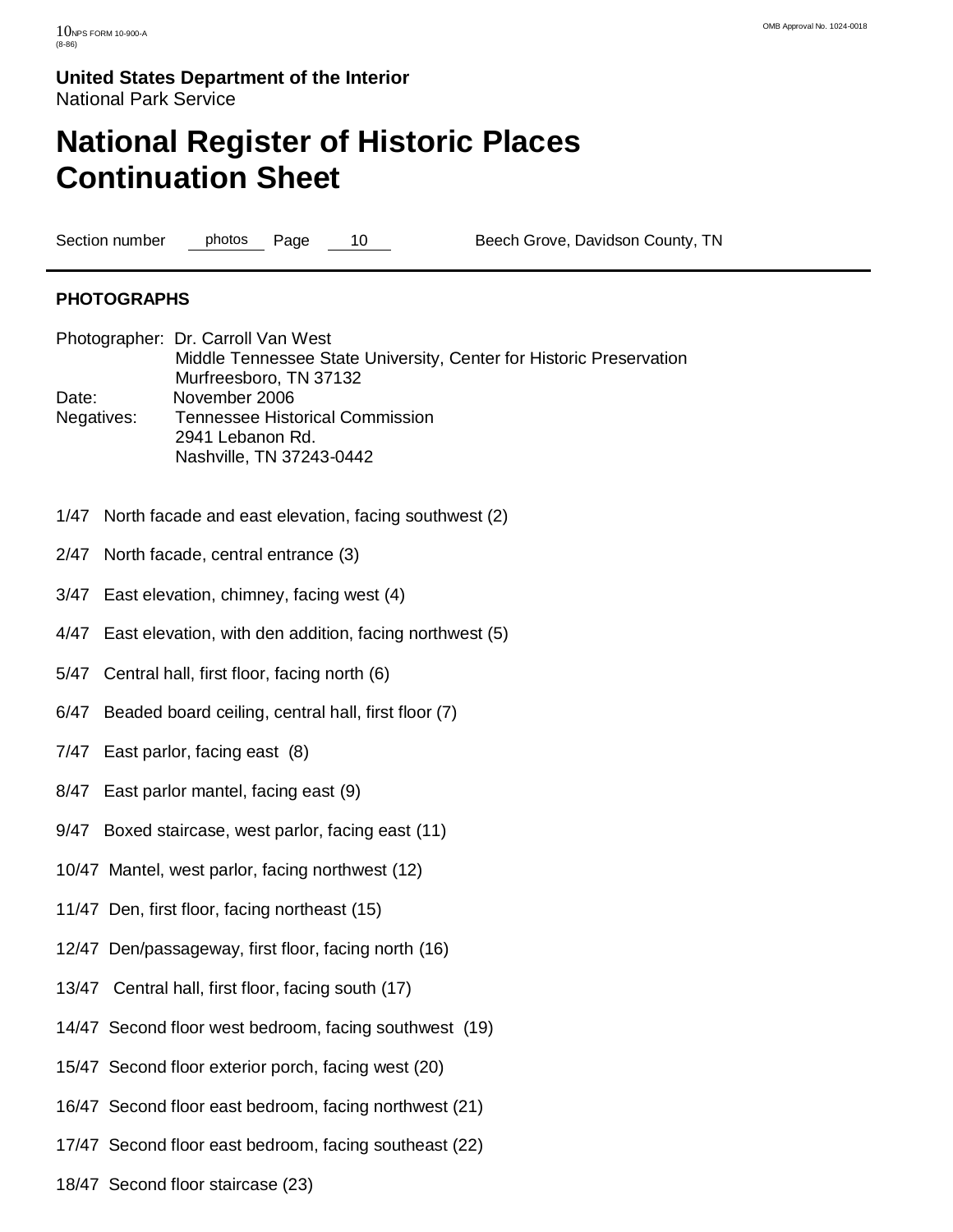United States Department of the Interior
National Park Service

# National Register of Historic Places Continuation Sheet

Section number photos Page 10 Beech Grove, Davidson County, TN

## PHOTOGRAPHS

Photographer: Dr. Carroll Van West
Middle Tennessee State University, Center for Historic Preservation
Murfreesboro, TN 37132
Date: November 2006
Negatives: Tennessee Historical Commission
2941 Lebanon Rd.
Nashville, TN 37243-0442

1/47 North facade and east elevation, facing southwest (2)

2/47 North facade, central entrance (3)

3/47 East elevation, chimney, facing west (4)

4/47 East elevation, with den addition, facing northwest (5)

5/47 Central hall, first floor, facing north (6)

6/47 Beaded board ceiling, central hall, first floor (7)

7/47 East parlor, facing east (8)

8/47 East parlor mantel, facing east (9)

9/47 Boxed staircase, west parlor, facing east (11)

10/47 Mantel, west parlor, facing northwest (12)

11/47 Den, first floor, facing northeast (15)

12/47 Den/passageway, first floor, facing north (16)

13/47 Central hall, first floor, facing south (17)

14/47 Second floor west bedroom, facing southwest (19)

15/47 Second floor exterior porch, facing west (20)

16/47 Second floor east bedroom, facing northwest (21)

17/47 Second floor east bedroom, facing southeast (22)

18/47 Second floor staircase (23)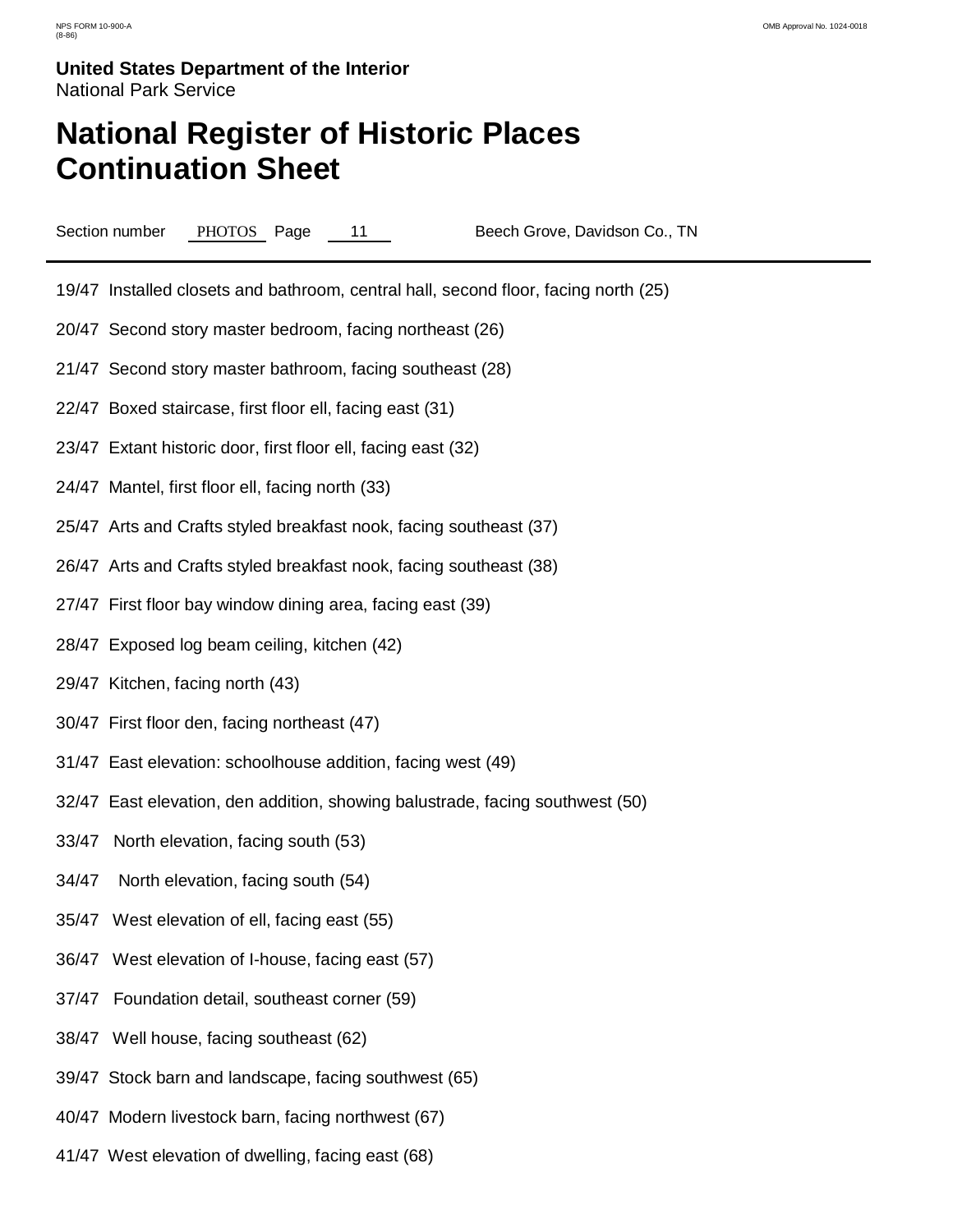19/47 Installed closets and bathroom, central hall, second floor, facing north (25)

20/47 Second story master bedroom, facing northeast (26)

21/47 Second story master bathroom, facing southeast (28)

22/47 Boxed staircase, first floor ell, facing east (31)

23/47 Extant historic door, first floor ell, facing east (32)

24/47 Mantel, first floor ell, facing north (33)

25/47 Arts and Crafts styled breakfast nook, facing southeast (37)

26/47 Arts and Crafts styled breakfast nook, facing southeast (38)

27/47 First floor bay window dining area, facing east (39)

28/47 Exposed log beam ceiling, kitchen (42)

29/47 Kitchen, facing north (43)

30/47 First floor den, facing northeast (47)

31/47 East elevation: schoolhouse addition, facing west (49)

32/47 East elevation, den addition, showing balustrade, facing southwest (50)

33/47 North elevation, facing south (53)

34/47 North elevation, facing south (54)

35/47 West elevation of ell, facing east (55)

36/47 West elevation of I-house, facing east (57)

37/47 Foundation detail, southeast corner (59)

38/47 Well house, facing southeast (62)

39/47 Stock barn and landscape, facing southwest (65)

40/47 Modern livestock barn, facing northwest (67)

41/47 West elevation of dwelling, facing east (68)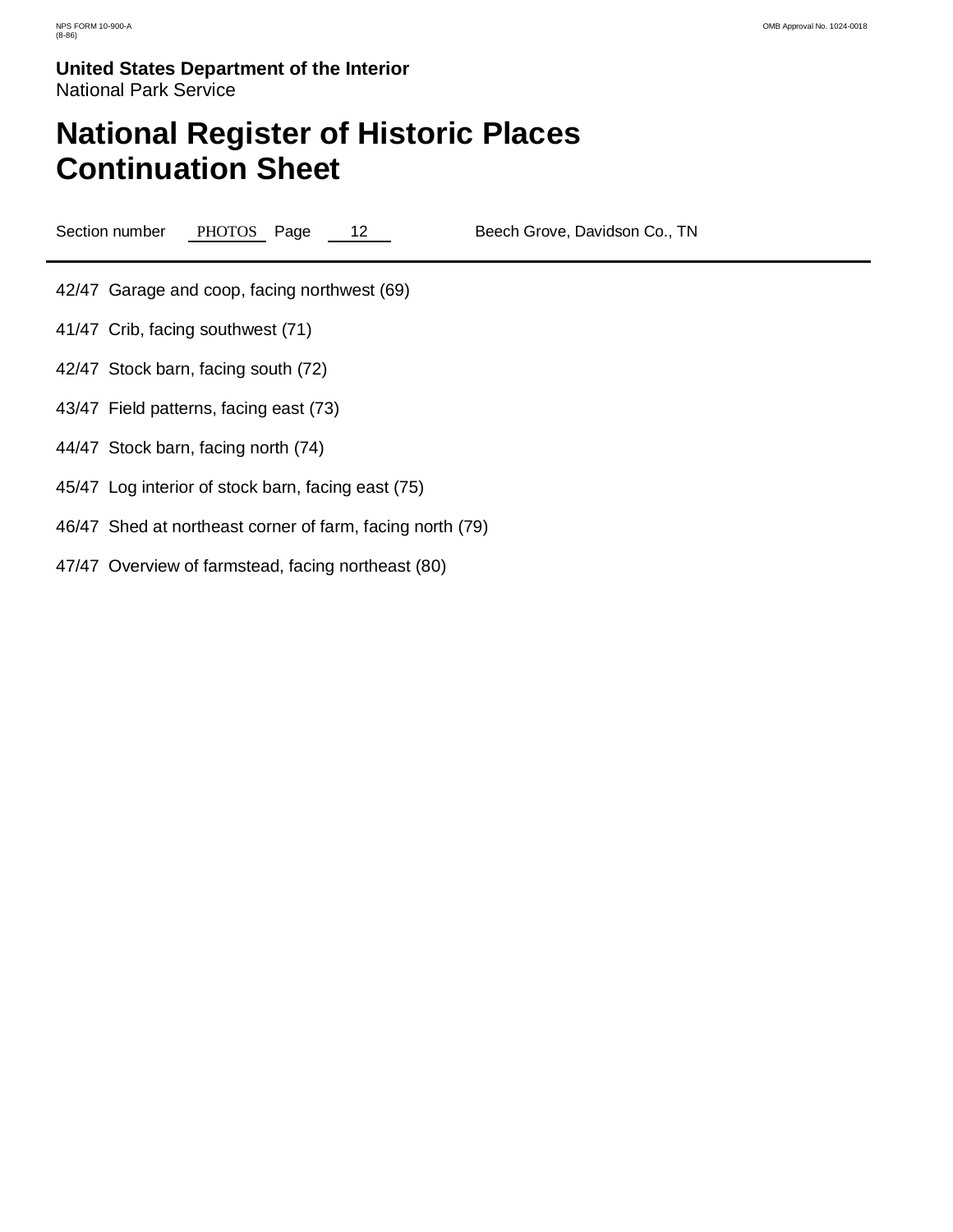**United States Department of the Interior**
National Park Service

# National Register of Historic Places Continuation Sheet

Section number PHOTOS Page 12 Beech Grove, Davidson Co., TN

42/47 Garage and coop, facing northwest (69)

41/47 Crib, facing southwest (71)

42/47 Stock barn, facing south (72)

43/47 Field patterns, facing east (73)

44/47 Stock barn, facing north (74)

45/47 Log interior of stock barn, facing east (75)

46/47 Shed at northeast corner of farm, facing north (79)

47/47 Overview of farmstead, facing northeast (80)